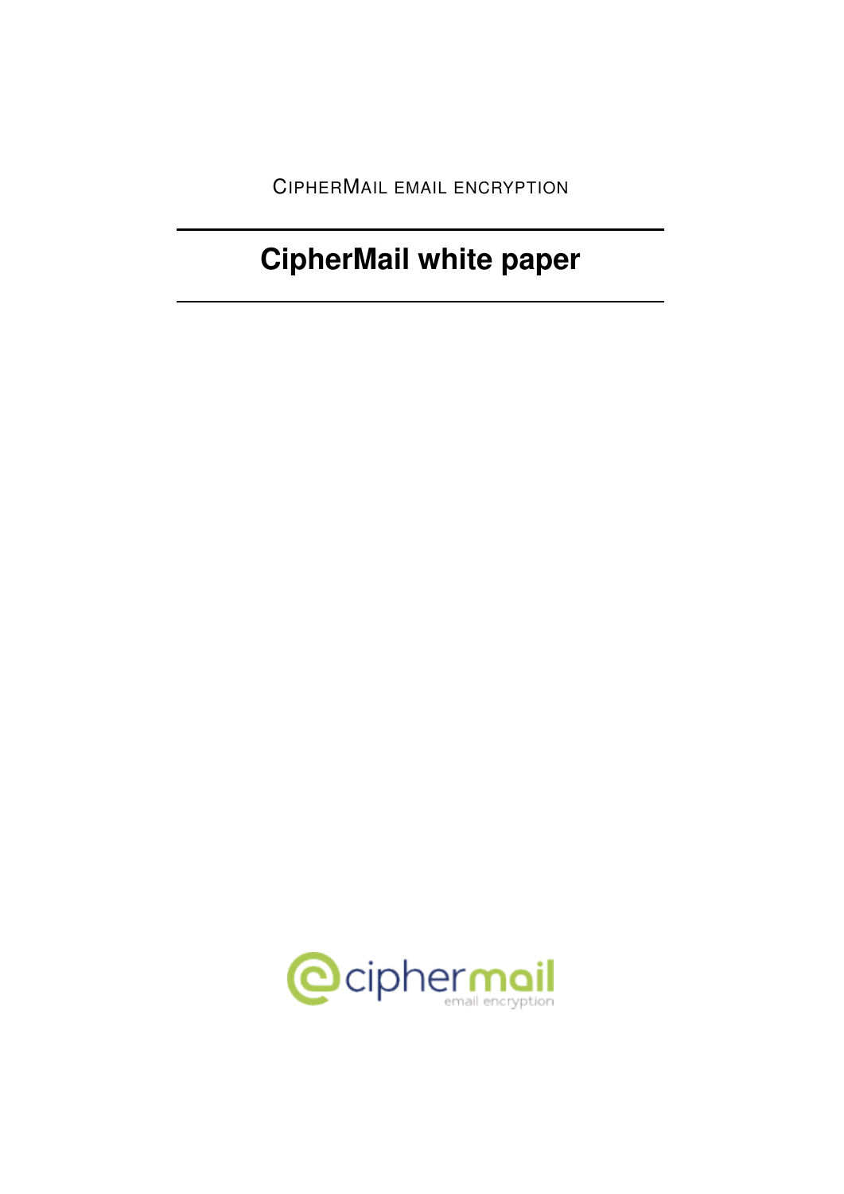CipherMail email encryption

# CipherMail white paper

ciphermail
email encryption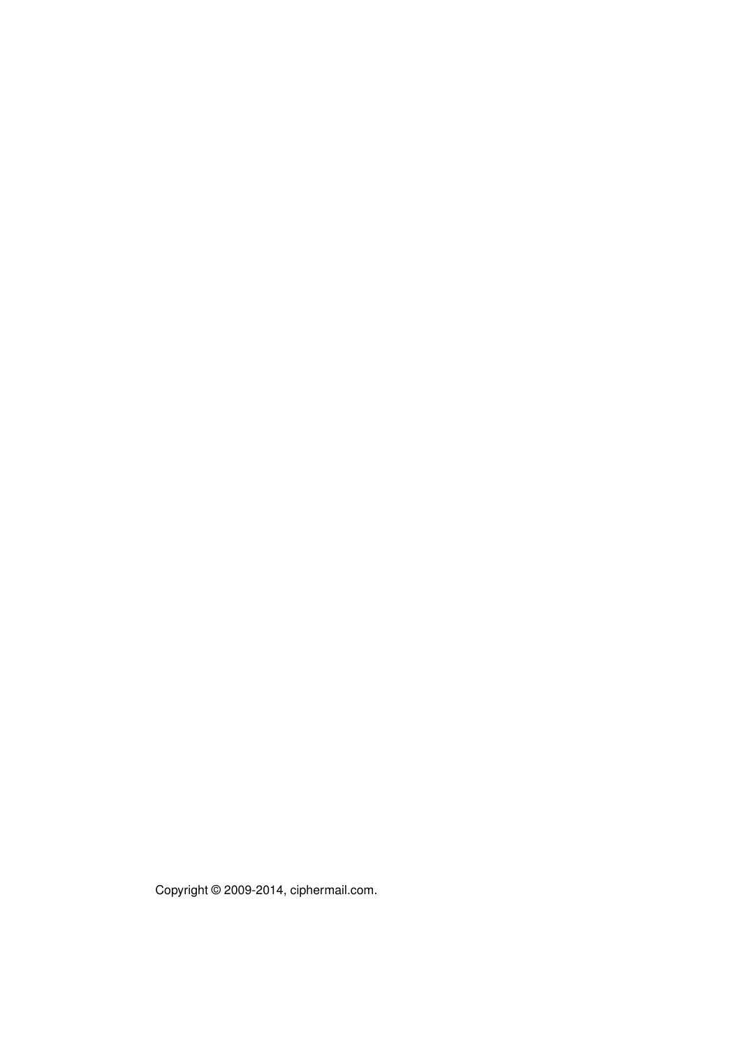Copyright © 2009-2014, ciphermail.com.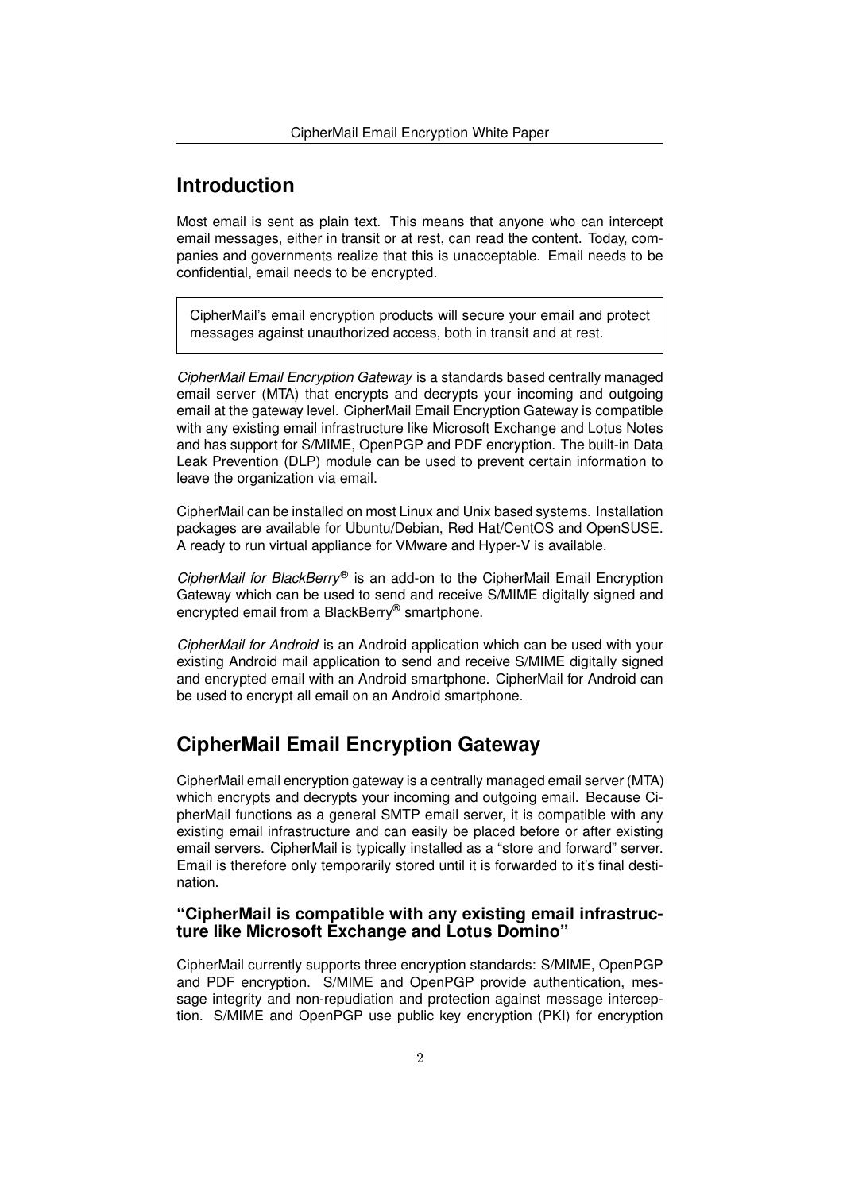# Introduction

Most email is sent as plain text. This means that anyone who can intercept email messages, either in transit or at rest, can read the content. Today, companies and governments realize that this is unacceptable. Email needs to be confidential, email needs to be encrypted.

> CipherMail's email encryption products will secure your email and protect messages against unauthorized access, both in transit and at rest.

*CipherMail Email Encryption Gateway* is a standards based centrally managed email server (MTA) that encrypts and decrypts your incoming and outgoing email at the gateway level. CipherMail Email Encryption Gateway is compatible with any existing email infrastructure like Microsoft Exchange and Lotus Notes and has support for S/MIME, OpenPGP and PDF encryption. The built-in Data Leak Prevention (DLP) module can be used to prevent certain information to leave the organization via email.

CipherMail can be installed on most Linux and Unix based systems. Installation packages are available for Ubuntu/Debian, Red Hat/CentOS and OpenSUSE. A ready to run virtual appliance for VMware and Hyper-V is available.

*CipherMail for BlackBerry®* is an add-on to the CipherMail Email Encryption Gateway which can be used to send and receive S/MIME digitally signed and encrypted email from a BlackBerry® smartphone.

*CipherMail for Android* is an Android application which can be used with your existing Android mail application to send and receive S/MIME digitally signed and encrypted email with an Android smartphone. CipherMail for Android can be used to encrypt all email on an Android smartphone.

# CipherMail Email Encryption Gateway

CipherMail email encryption gateway is a centrally managed email server (MTA) which encrypts and decrypts your incoming and outgoing email. Because CipherMail functions as a general SMTP email server, it is compatible with any existing email infrastructure and can easily be placed before or after existing email servers. CipherMail is typically installed as a "store and forward" server. Email is therefore only temporarily stored until it is forwarded to it's final destination.

### "CipherMail is compatible with any existing email infrastructure like Microsoft Exchange and Lotus Domino"

CipherMail currently supports three encryption standards: S/MIME, OpenPGP and PDF encryption. S/MIME and OpenPGP provide authentication, message integrity and non-repudiation and protection against message interception. S/MIME and OpenPGP use public key encryption (PKI) for encryption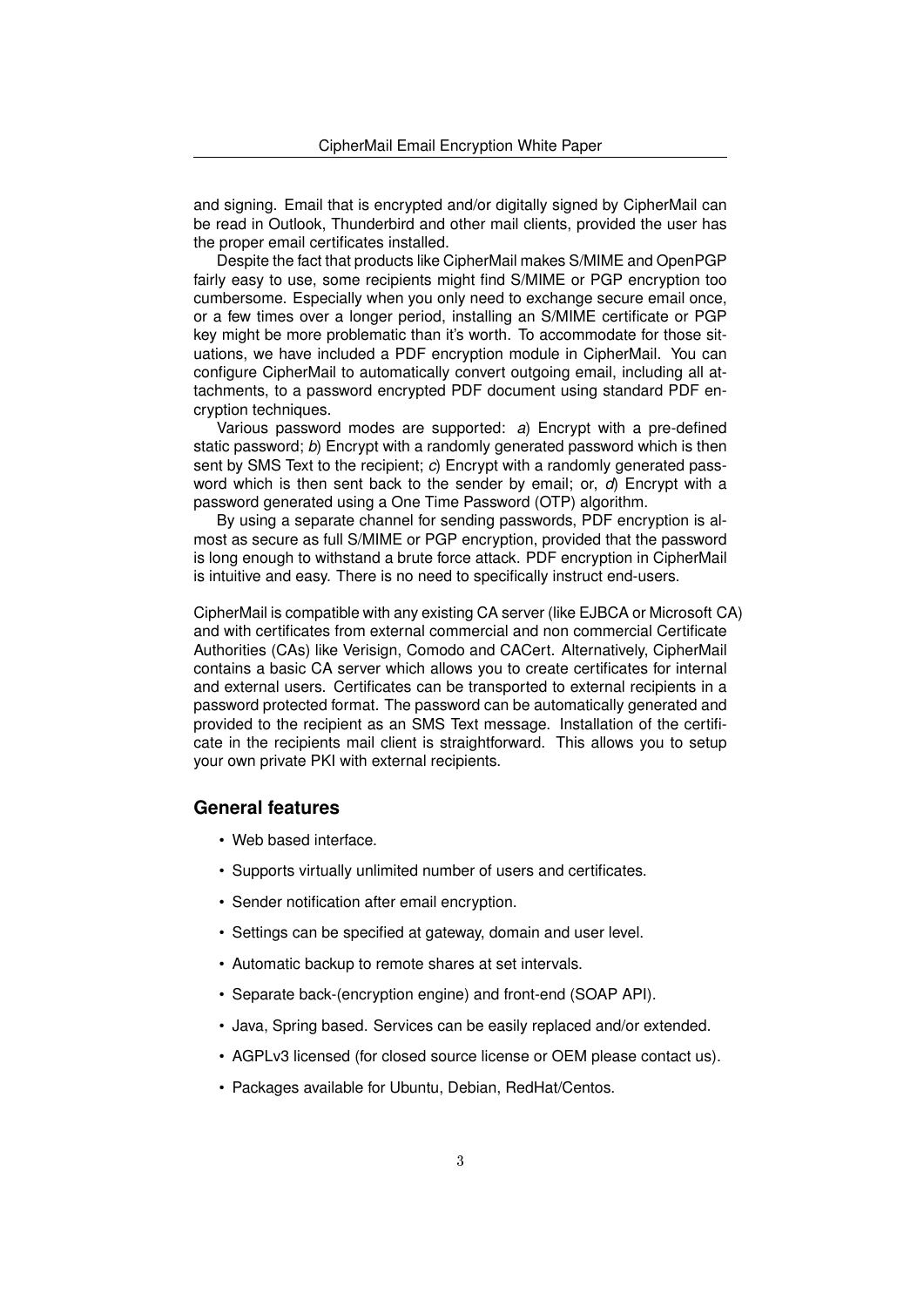and signing. Email that is encrypted and/or digitally signed by CipherMail can be read in Outlook, Thunderbird and other mail clients, provided the user has the proper email certificates installed.

Despite the fact that products like CipherMail makes S/MIME and OpenPGP fairly easy to use, some recipients might find S/MIME or PGP encryption too cumbersome. Especially when you only need to exchange secure email once, or a few times over a longer period, installing an S/MIME certificate or PGP key might be more problematic than it's worth. To accommodate for those situations, we have included a PDF encryption module in CipherMail. You can configure CipherMail to automatically convert outgoing email, including all attachments, to a password encrypted PDF document using standard PDF encryption techniques.

Various password modes are supported: *a*) Encrypt with a pre-defined static password; *b*) Encrypt with a randomly generated password which is then sent by SMS Text to the recipient; *c*) Encrypt with a randomly generated password which is then sent back to the sender by email; or, *d*) Encrypt with a password generated using a One Time Password (OTP) algorithm.

By using a separate channel for sending passwords, PDF encryption is almost as secure as full S/MIME or PGP encryption, provided that the password is long enough to withstand a brute force attack. PDF encryption in CipherMail is intuitive and easy. There is no need to specifically instruct end-users.

CipherMail is compatible with any existing CA server (like EJBCA or Microsoft CA) and with certificates from external commercial and non commercial Certificate Authorities (CAs) like Verisign, Comodo and CACert. Alternatively, CipherMail contains a basic CA server which allows you to create certificates for internal and external users. Certificates can be transported to external recipients in a password protected format. The password can be automatically generated and provided to the recipient as an SMS Text message. Installation of the certificate in the recipients mail client is straightforward. This allows you to setup your own private PKI with external recipients.

## General features

- Web based interface.
- Supports virtually unlimited number of users and certificates.
- Sender notification after email encryption.
- Settings can be specified at gateway, domain and user level.
- Automatic backup to remote shares at set intervals.
- Separate back-(encryption engine) and front-end (SOAP API).
- Java, Spring based. Services can be easily replaced and/or extended.
- AGPLv3 licensed (for closed source license or OEM please contact us).
- Packages available for Ubuntu, Debian, RedHat/Centos.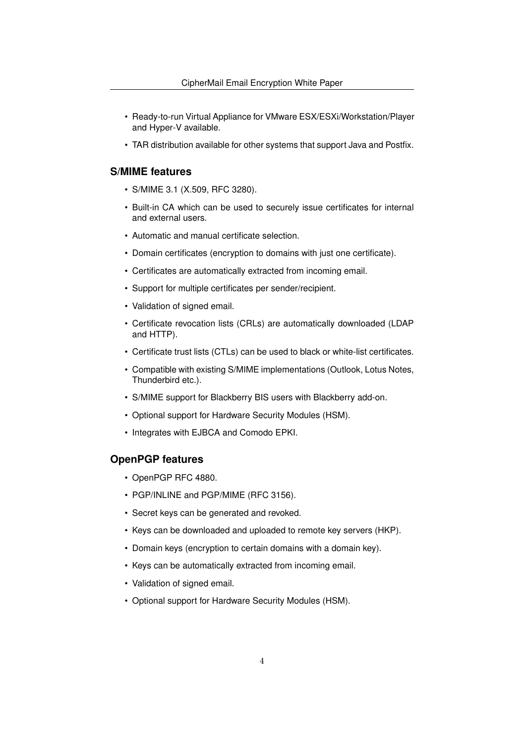- Ready-to-run Virtual Appliance for VMware ESX/ESXi/Workstation/Player and Hyper-V available.
- TAR distribution available for other systems that support Java and Postfix.

## S/MIME features

- S/MIME 3.1 (X.509, RFC 3280).
- Built-in CA which can be used to securely issue certificates for internal and external users.
- Automatic and manual certificate selection.
- Domain certificates (encryption to domains with just one certificate).
- Certificates are automatically extracted from incoming email.
- Support for multiple certificates per sender/recipient.
- Validation of signed email.
- Certificate revocation lists (CRLs) are automatically downloaded (LDAP and HTTP).
- Certificate trust lists (CTLs) can be used to black or white-list certificates.
- Compatible with existing S/MIME implementations (Outlook, Lotus Notes, Thunderbird etc.).
- S/MIME support for Blackberry BIS users with Blackberry add-on.
- Optional support for Hardware Security Modules (HSM).
- Integrates with EJBCA and Comodo EPKI.

## OpenPGP features

- OpenPGP RFC 4880.
- PGP/INLINE and PGP/MIME (RFC 3156).
- Secret keys can be generated and revoked.
- Keys can be downloaded and uploaded to remote key servers (HKP).
- Domain keys (encryption to certain domains with a domain key).
- Keys can be automatically extracted from incoming email.
- Validation of signed email.
- Optional support for Hardware Security Modules (HSM).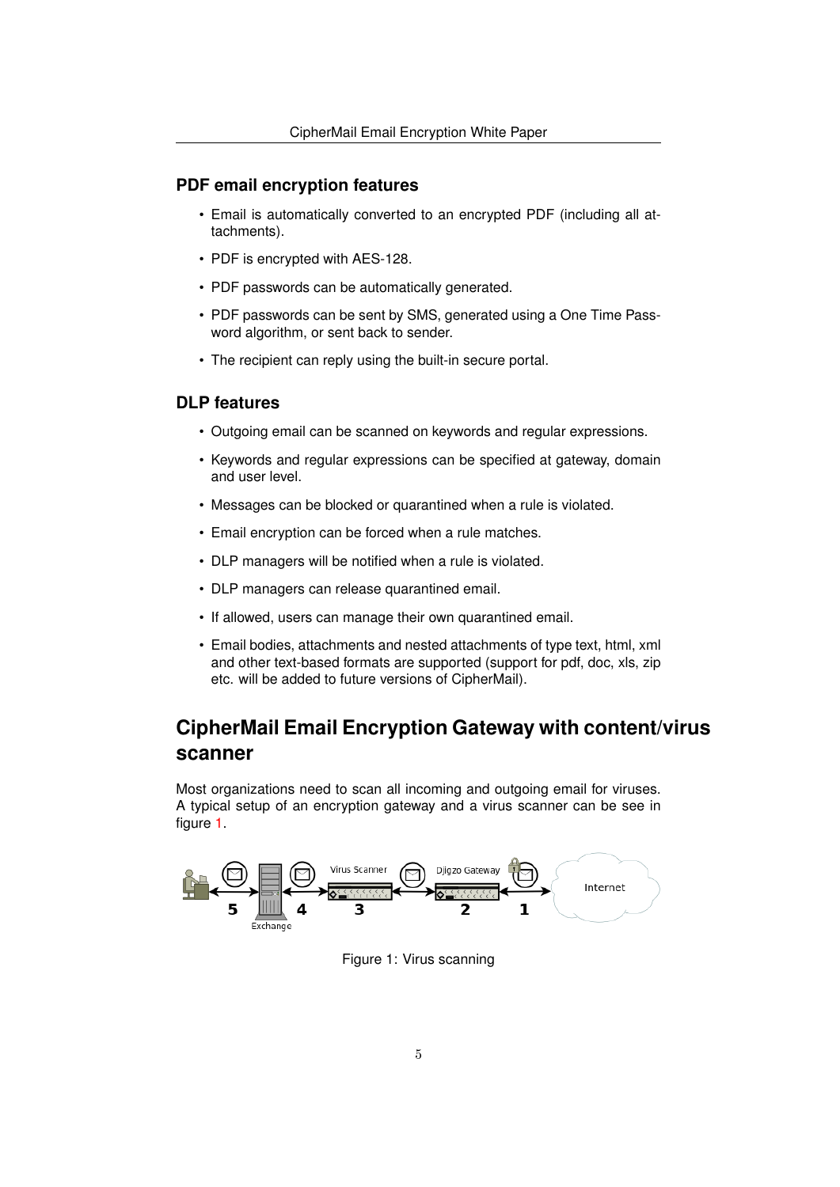### PDF email encryption features

- Email is automatically converted to an encrypted PDF (including all attachments).
- PDF is encrypted with AES-128.
- PDF passwords can be automatically generated.
- PDF passwords can be sent by SMS, generated using a One Time Password algorithm, or sent back to sender.
- The recipient can reply using the built-in secure portal.

### DLP features

- Outgoing email can be scanned on keywords and regular expressions.
- Keywords and regular expressions can be specified at gateway, domain and user level.
- Messages can be blocked or quarantined when a rule is violated.
- Email encryption can be forced when a rule matches.
- DLP managers will be notified when a rule is violated.
- DLP managers can release quarantined email.
- If allowed, users can manage their own quarantined email.
- Email bodies, attachments and nested attachments of type text, html, xml and other text-based formats are supported (support for pdf, doc, xls, zip etc. will be added to future versions of CipherMail).

## CipherMail Email Encryption Gateway with content/virus scanner

Most organizations need to scan all incoming and outgoing email for viruses. A typical setup of an encryption gateway and a virus scanner can be see in figure 1.

Figure 1: Virus scanning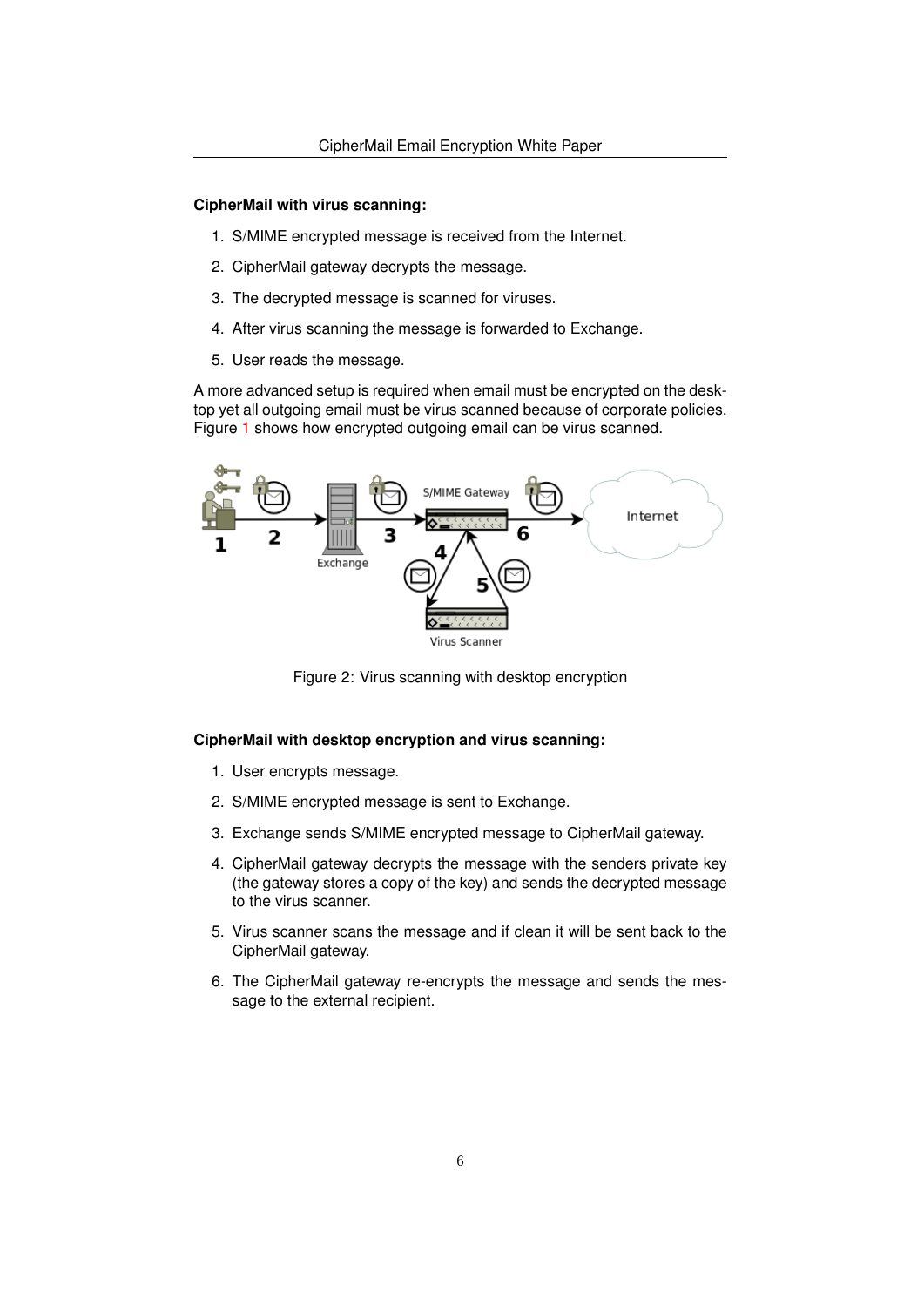**CipherMail with virus scanning:**

1. S/MIME encrypted message is received from the Internet.
2. CipherMail gateway decrypts the message.
3. The decrypted message is scanned for viruses.
4. After virus scanning the message is forwarded to Exchange.
5. User reads the message.

A more advanced setup is required when email must be encrypted on the desktop yet all outgoing email must be virus scanned because of corporate policies. Figure 1 shows how encrypted outgoing email can be virus scanned.

Figure 2: Virus scanning with desktop encryption

**CipherMail with desktop encryption and virus scanning:**

1. User encrypts message.
2. S/MIME encrypted message is sent to Exchange.
3. Exchange sends S/MIME encrypted message to CipherMail gateway.
4. CipherMail gateway decrypts the message with the senders private key (the gateway stores a copy of the key) and sends the decrypted message to the virus scanner.
5. Virus scanner scans the message and if clean it will be sent back to the CipherMail gateway.
6. The CipherMail gateway re-encrypts the message and sends the message to the external recipient.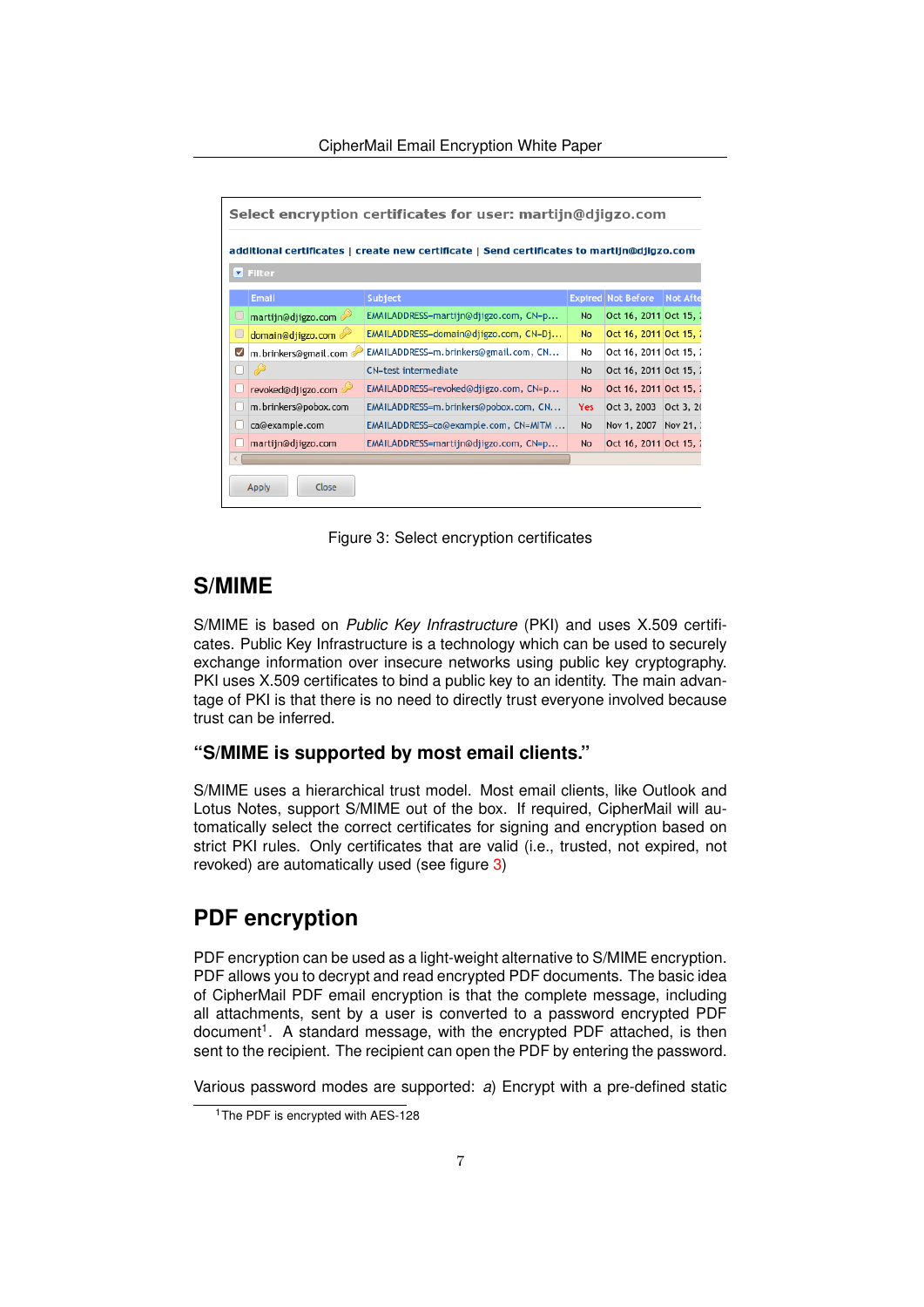| | Email | Subject | Expired | Not Before | Not After |
|---|---|---|---|---|---|
| ☐ | martijn@djigzo.com | EMAILADDRESS=martijn@djigzo.com, CN=p... | No | Oct 16, 2011 | Oct 15, |
| ☐ | domain@djigzo.com | EMAILADDRESS=domain@djigzo.com, CN=Dj... | No | Oct 16, 2011 | Oct 15, |
| ☑ | m.brinkers@gmail.com | EMAILADDRESS=m.brinkers@gmail.com, CN... | No | Oct 16, 2011 | Oct 15, |
| ☐ | | CN=test intermediate | No | Oct 16, 2011 | Oct 15, |
| ☐ | revoked@djigzo.com | EMAILADDRESS=revoked@djigzo.com, CN=p... | No | Oct 16, 2011 | Oct 15, |
| ☐ | m.brinkers@pobox.com | EMAILADDRESS=m.brinkers@pobox.com, CN... | Yes | Oct 3, 2003 | Oct 3, 20 |
| ☐ | ca@example.com | EMAILADDRESS=ca@example.com, CN=MITM ... | No | Nov 1, 2007 | Nov 21, |
| ☐ | martijn@djigzo.com | EMAILADDRESS=martijn@djigzo.com, CN=p... | No | Oct 16, 2011 | Oct 15, |

Figure 3: Select encryption certificates

# S/MIME

S/MIME is based on *Public Key Infrastructure* (PKI) and uses X.509 certificates. Public Key Infrastructure is a technology which can be used to securely exchange information over insecure networks using public key cryptography. PKI uses X.509 certificates to bind a public key to an identity. The main advantage of PKI is that there is no need to directly trust everyone involved because trust can be inferred.

## "S/MIME is supported by most email clients."

S/MIME uses a hierarchical trust model. Most email clients, like Outlook and Lotus Notes, support S/MIME out of the box. If required, CipherMail will automatically select the correct certificates for signing and encryption based on strict PKI rules. Only certificates that are valid (i.e., trusted, not expired, not revoked) are automatically used (see figure 3)

# PDF encryption

PDF encryption can be used as a light-weight alternative to S/MIME encryption. PDF allows you to decrypt and read encrypted PDF documents. The basic idea of CipherMail PDF email encryption is that the complete message, including all attachments, sent by a user is converted to a password encrypted PDF document[1]. A standard message, with the encrypted PDF attached, is then sent to the recipient. The recipient can open the PDF by entering the password.

Various password modes are supported: *a*) Encrypt with a pre-defined static

[1] The PDF is encrypted with AES-128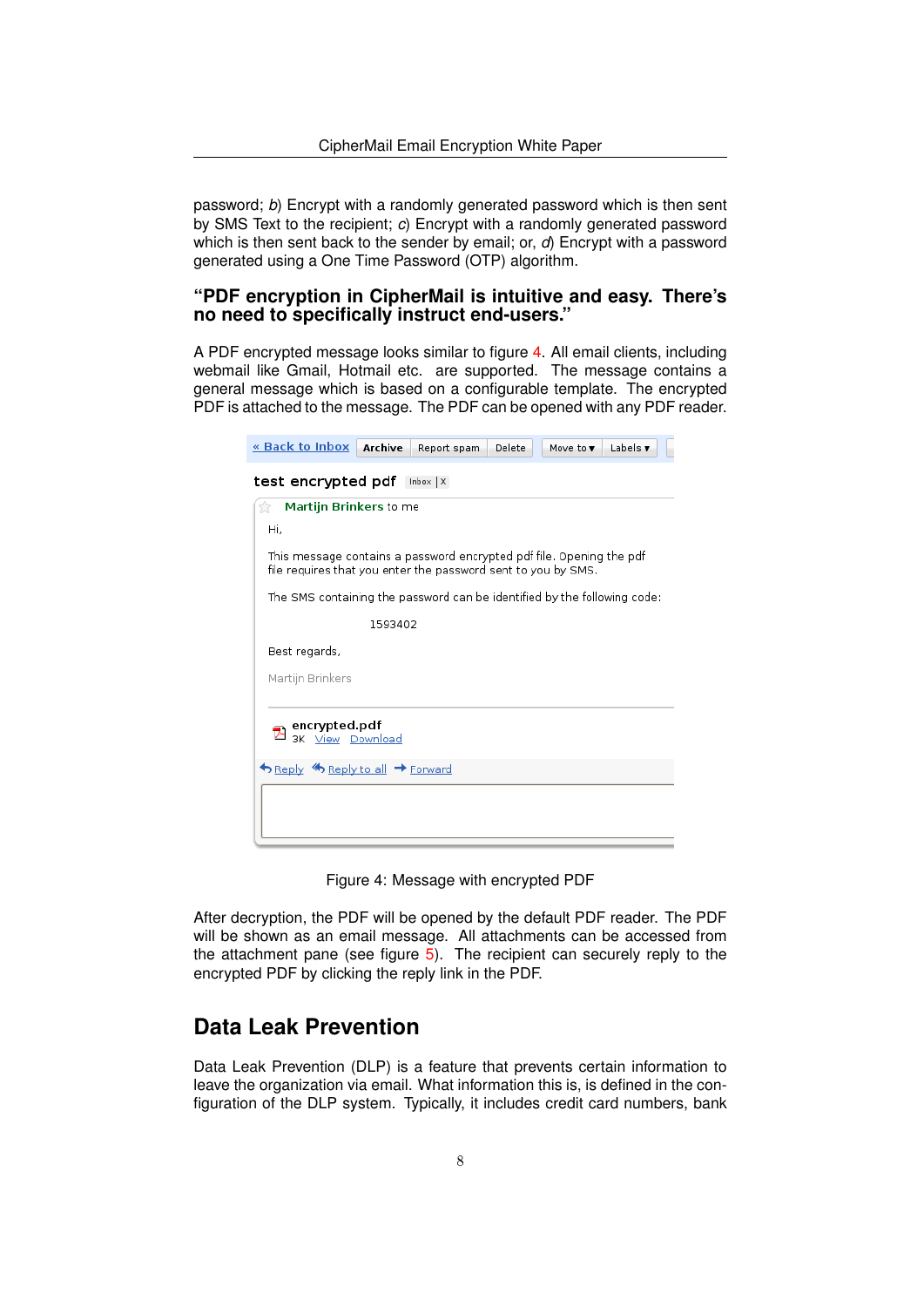password; *b*) Encrypt with a randomly generated password which is then sent by SMS Text to the recipient; *c*) Encrypt with a randomly generated password which is then sent back to the sender by email; or, *d*) Encrypt with a password generated using a One Time Password (OTP) algorithm.

### "PDF encryption in CipherMail is intuitive and easy. There's no need to specifically instruct end-users."

A PDF encrypted message looks similar to figure 4. All email clients, including webmail like Gmail, Hotmail etc. are supported. The message contains a general message which is based on a configurable template. The encrypted PDF is attached to the message. The PDF can be opened with any PDF reader.

Figure 4: Message with encrypted PDF

After decryption, the PDF will be opened by the default PDF reader. The PDF will be shown as an email message. All attachments can be accessed from the attachment pane (see figure 5). The recipient can securely reply to the encrypted PDF by clicking the reply link in the PDF.

## Data Leak Prevention

Data Leak Prevention (DLP) is a feature that prevents certain information to leave the organization via email. What information this is, is defined in the configuration of the DLP system. Typically, it includes credit card numbers, bank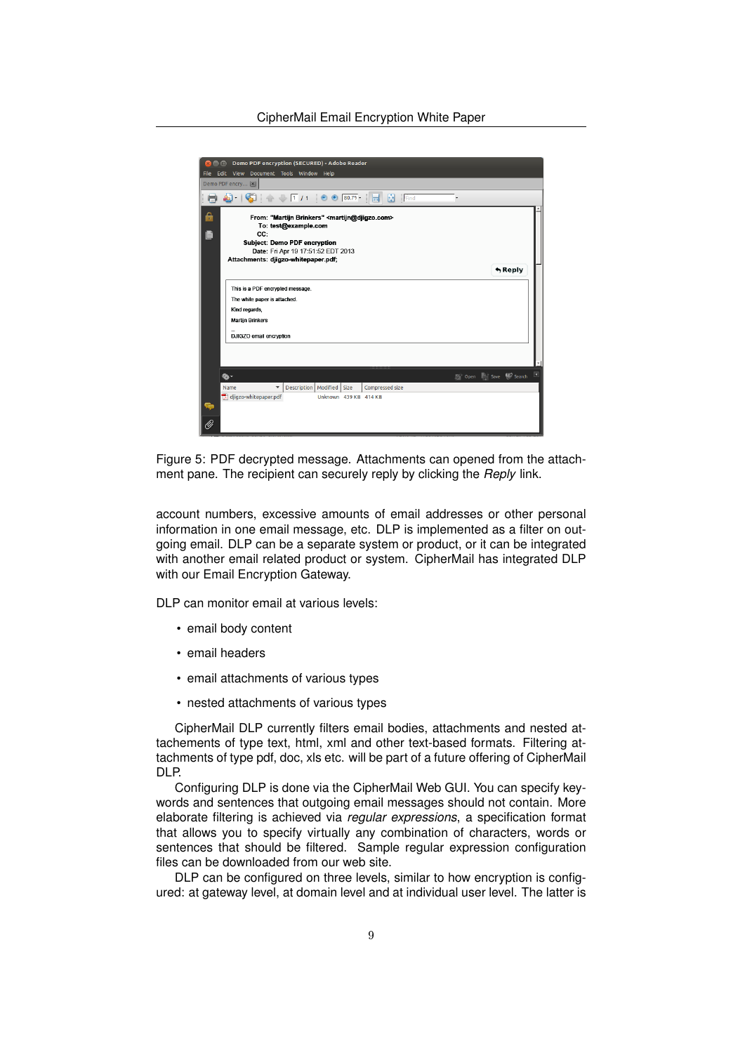Figure 5: PDF decrypted message. Attachments can opened from the attachment pane. The recipient can securely reply by clicking the *Reply* link.

account numbers, excessive amounts of email addresses or other personal information in one email message, etc. DLP is implemented as a filter on outgoing email. DLP can be a separate system or product, or it can be integrated with another email related product or system. CipherMail has integrated DLP with our Email Encryption Gateway.

DLP can monitor email at various levels:

- email body content
- email headers
- email attachments of various types
- nested attachments of various types

CipherMail DLP currently filters email bodies, attachments and nested attachements of type text, html, xml and other text-based formats. Filtering attachments of type pdf, doc, xls etc. will be part of a future offering of CipherMail DLP.

Configuring DLP is done via the CipherMail Web GUI. You can specify keywords and sentences that outgoing email messages should not contain. More elaborate filtering is achieved via *regular expressions*, a specification format that allows you to specify virtually any combination of characters, words or sentences that should be filtered. Sample regular expression configuration files can be downloaded from our web site.

DLP can be configured on three levels, similar to how encryption is configured: at gateway level, at domain level and at individual user level. The latter is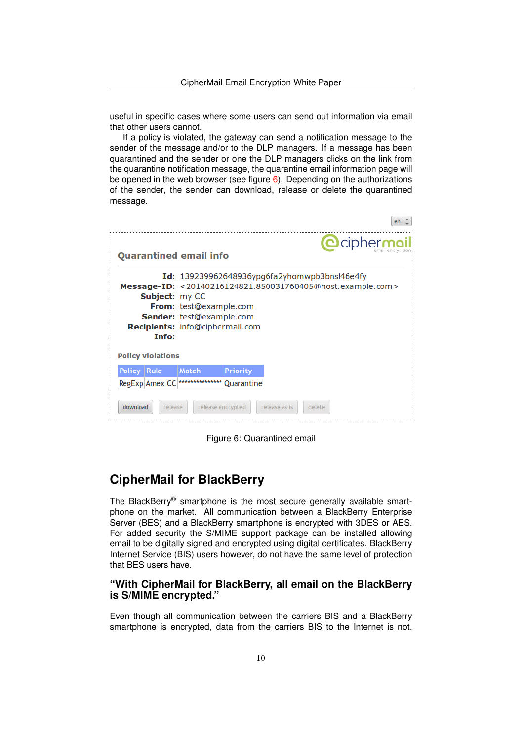useful in specific cases where some users can send out information via email that other users cannot.

If a policy is violated, the gateway can send a notification message to the sender of the message and/or to the DLP managers. If a message has been quarantined and the sender or one the DLP managers clicks on the link from the quarantine notification message, the quarantine email information page will be opened in the web browser (see figure 6). Depending on the authorizations of the sender, the sender can download, release or delete the quarantined message.

en

ciphermail email encryption

**Quarantined email info**

**Id:** 139239962648936ypg6fa2yhomwpb3bnsl46e4fy
**Message-ID:** <20140216124821.850031760405@host.example.com>
**Subject:** my CC
**From:** test@example.com
**Sender:** test@example.com
**Recipients:** info@ciphermail.com
**Info:**

**Policy violations**

| Policy | Rule | Match | Priority |
|---|---|---|---|
| RegExp | Amex CC | *************** | Quarantine |

download | release | release encrypted | release as-is | delete

Figure 6: Quarantined email

# CipherMail for BlackBerry

The BlackBerry® smartphone is the most secure generally available smartphone on the market. All communication between a BlackBerry Enterprise Server (BES) and a BlackBerry smartphone is encrypted with 3DES or AES. For added security the S/MIME support package can be installed allowing email to be digitally signed and encrypted using digital certificates. BlackBerry Internet Service (BIS) users however, do not have the same level of protection that BES users have.

### "With CipherMail for BlackBerry, all email on the BlackBerry is S/MIME encrypted."

Even though all communication between the carriers BIS and a BlackBerry smartphone is encrypted, data from the carriers BIS to the Internet is not.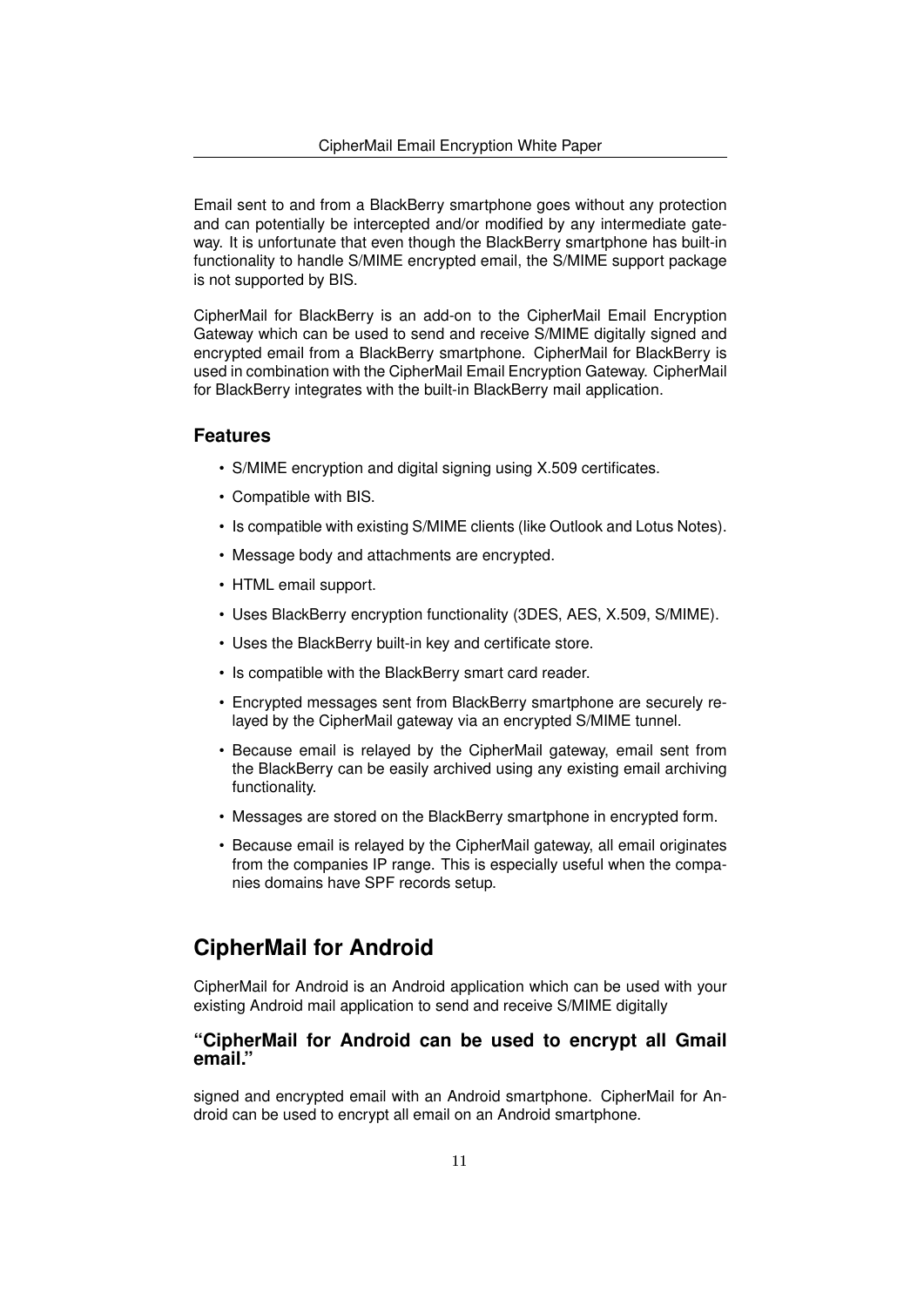Email sent to and from a BlackBerry smartphone goes without any protection and can potentially be intercepted and/or modified by any intermediate gateway. It is unfortunate that even though the BlackBerry smartphone has built-in functionality to handle S/MIME encrypted email, the S/MIME support package is not supported by BIS.

CipherMail for BlackBerry is an add-on to the CipherMail Email Encryption Gateway which can be used to send and receive S/MIME digitally signed and encrypted email from a BlackBerry smartphone. CipherMail for BlackBerry is used in combination with the CipherMail Email Encryption Gateway. CipherMail for BlackBerry integrates with the built-in BlackBerry mail application.

### Features

- S/MIME encryption and digital signing using X.509 certificates.
- Compatible with BIS.
- Is compatible with existing S/MIME clients (like Outlook and Lotus Notes).
- Message body and attachments are encrypted.
- HTML email support.
- Uses BlackBerry encryption functionality (3DES, AES, X.509, S/MIME).
- Uses the BlackBerry built-in key and certificate store.
- Is compatible with the BlackBerry smart card reader.
- Encrypted messages sent from BlackBerry smartphone are securely relayed by the CipherMail gateway via an encrypted S/MIME tunnel.
- Because email is relayed by the CipherMail gateway, email sent from the BlackBerry can be easily archived using any existing email archiving functionality.
- Messages are stored on the BlackBerry smartphone in encrypted form.
- Because email is relayed by the CipherMail gateway, all email originates from the companies IP range. This is especially useful when the companies domains have SPF records setup.

## CipherMail for Android

CipherMail for Android is an Android application which can be used with your existing Android mail application to send and receive S/MIME digitally

### "CipherMail for Android can be used to encrypt all Gmail email."

signed and encrypted email with an Android smartphone. CipherMail for Android can be used to encrypt all email on an Android smartphone.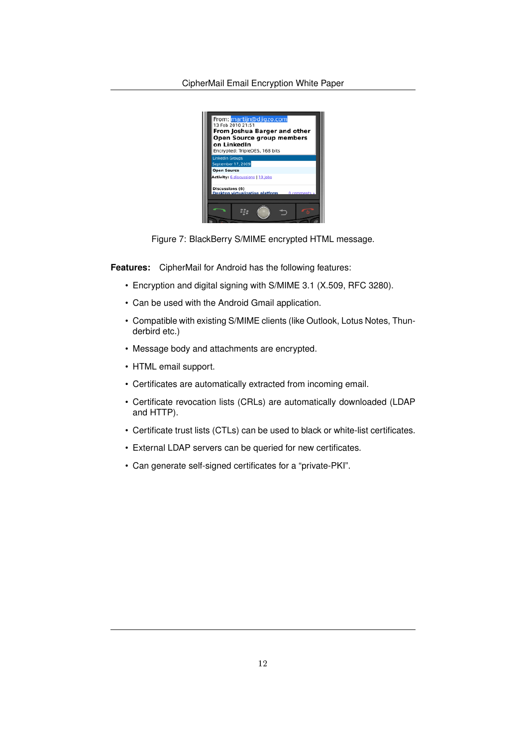Figure 7: BlackBerry S/MIME encrypted HTML message.

**Features:** CipherMail for Android has the following features:

- Encryption and digital signing with S/MIME 3.1 (X.509, RFC 3280).
- Can be used with the Android Gmail application.
- Compatible with existing S/MIME clients (like Outlook, Lotus Notes, Thunderbird etc.)
- Message body and attachments are encrypted.
- HTML email support.
- Certificates are automatically extracted from incoming email.
- Certificate revocation lists (CRLs) are automatically downloaded (LDAP and HTTP).
- Certificate trust lists (CTLs) can be used to black or white-list certificates.
- External LDAP servers can be queried for new certificates.
- Can generate self-signed certificates for a "private-PKI".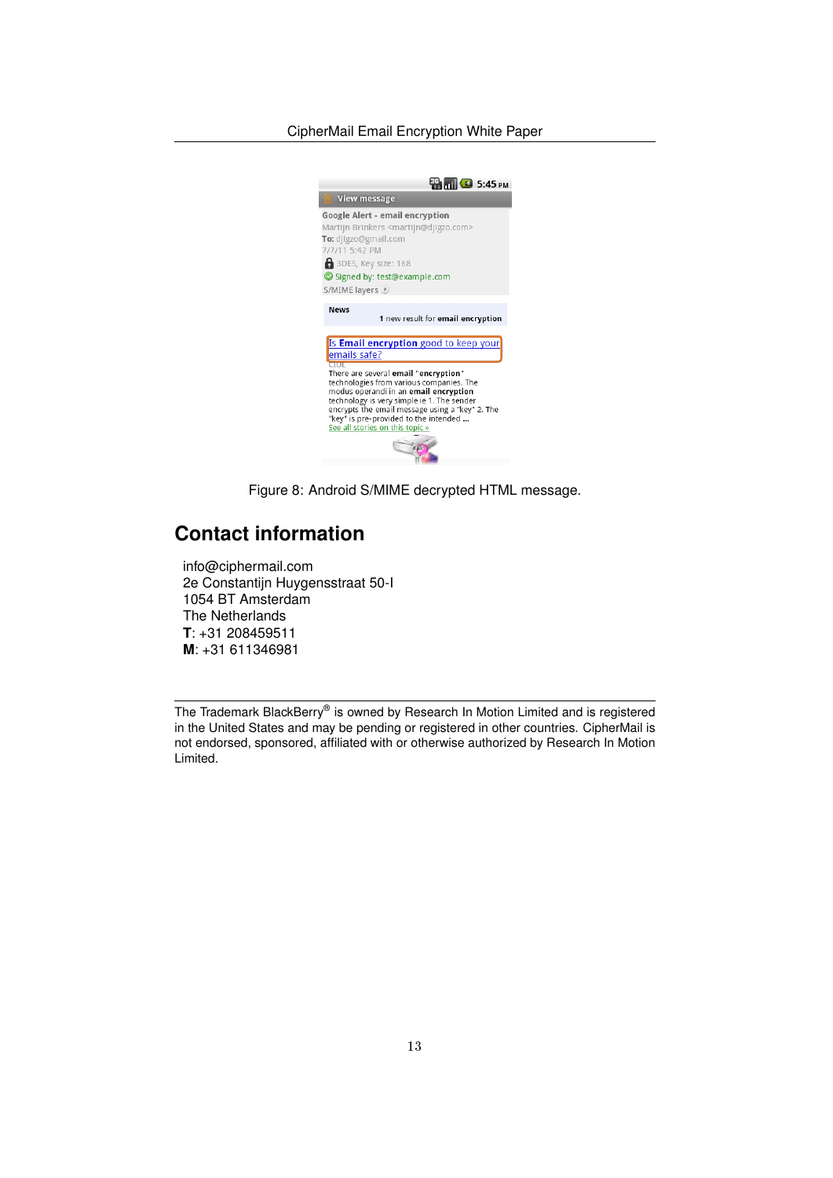Figure 8: Android S/MIME decrypted HTML message.

## Contact information

info@ciphermail.com
2e Constantijn Huygensstraat 50-I
1054 BT Amsterdam
The Netherlands
**T**: +31 208459511
**M**: +31 611346981

---

The Trademark BlackBerry® is owned by Research In Motion Limited and is registered in the United States and may be pending or registered in other countries. CipherMail is not endorsed, sponsored, affiliated with or otherwise authorized by Research In Motion Limited.